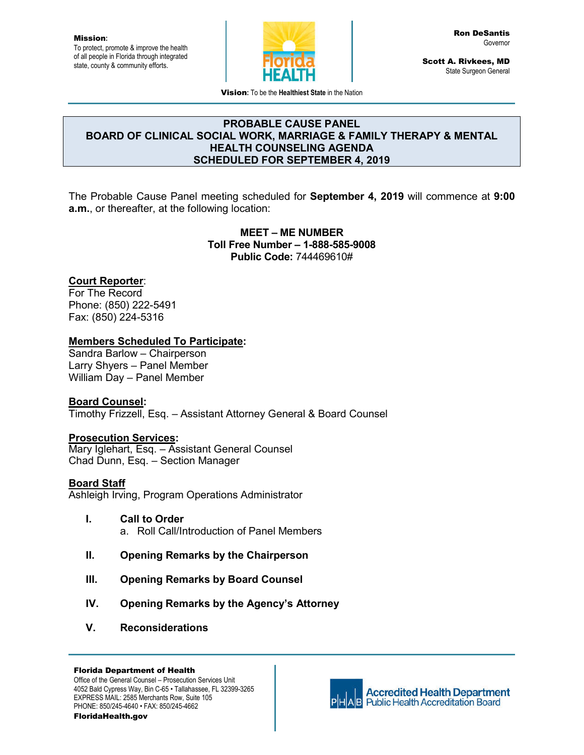**Mission**:
To protect, promote & improve the health of all people in Florida through integrated state, county & community efforts.

Florida HEALTH

**Ron DeSantis**
Governor

**Scott A. Rivkees, MD**
State Surgeon General

**Vision:** To be the **Healthiest State** in the Nation

# PROBABLE CAUSE PANEL
# BOARD OF CLINICAL SOCIAL WORK, MARRIAGE & FAMILY THERAPY & MENTAL HEALTH COUNSELING AGENDA
# SCHEDULED FOR SEPTEMBER 4, 2019

The Probable Cause Panel meeting scheduled for **September 4, 2019** will commence at **9:00 a.m.**, or thereafter, at the following location:

**MEET – ME NUMBER**
**Toll Free Number – 1-888-585-9008**
**Public Code:** 744469610#

**Court Reporter**:
For The Record
Phone: (850) 222-5491
Fax: (850) 224-5316

**Members Scheduled To Participate:**
Sandra Barlow – Chairperson
Larry Shyers – Panel Member
William Day – Panel Member

**Board Counsel:**
Timothy Frizzell, Esq. – Assistant Attorney General & Board Counsel

**Prosecution Services:**
Mary Iglehart, Esq. – Assistant General Counsel
Chad Dunn, Esq. – Section Manager

**Board Staff**
Ashleigh Irving, Program Operations Administrator

**I. Call to Order**
   a. Roll Call/Introduction of Panel Members

**II. Opening Remarks by the Chairperson**

**III. Opening Remarks by Board Counsel**

**IV. Opening Remarks by the Agency's Attorney**

**V. Reconsiderations**

**Florida Department of Health**
Office of the General Counsel – Prosecution Services Unit
4052 Bald Cypress Way, Bin C-65 • Tallahassee, FL 32399-3265
EXPRESS MAIL: 2585 Merchants Row, Suite 105
PHONE: 850/245-4640 • FAX: 850/245-4662
**FloridaHealth.gov**

PHAB Accredited Health Department
Public Health Accreditation Board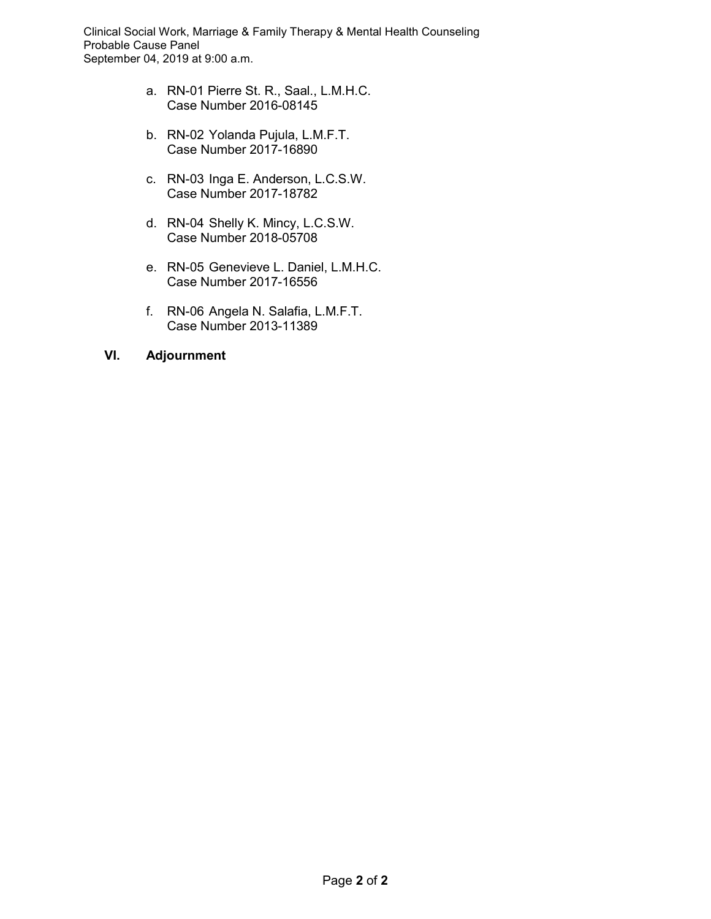a. RN-01 Pierre St. R., Saal., L.M.H.C.
   Case Number 2016-08145

b. RN-02 Yolanda Pujula, L.M.F.T.
   Case Number 2017-16890

c. RN-03 Inga E. Anderson, L.C.S.W.
   Case Number 2017-18782

d. RN-04 Shelly K. Mincy, L.C.S.W.
   Case Number 2018-05708

e. RN-05 Genevieve L. Daniel, L.M.H.C.
   Case Number 2017-16556

f. RN-06 Angela N. Salafia, L.M.F.T.
   Case Number 2013-11389

## VI. Adjournment